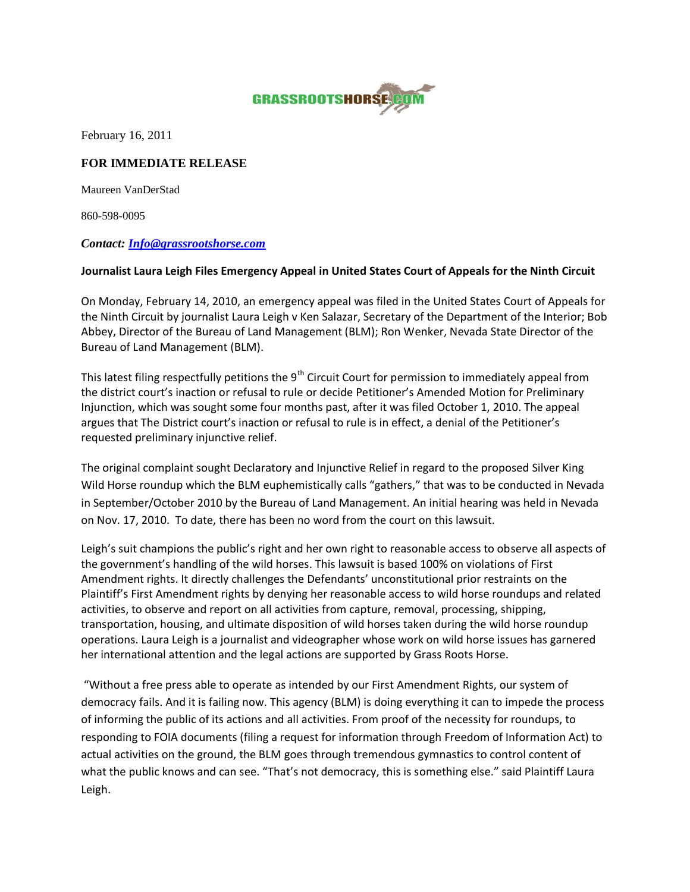GRASSROOTSHORSE.COM

February 16, 2011

**FOR IMMEDIATE RELEASE**

Maureen VanDerStad

860-598-0095

***Contact: [Info@grassrootshorse.com](mailto:Info@grassrootshorse.com)***

**Journalist Laura Leigh Files Emergency Appeal in United States Court of Appeals for the Ninth Circuit**

On Monday, February 14, 2010, an emergency appeal was filed in the United States Court of Appeals for the Ninth Circuit by journalist Laura Leigh v Ken Salazar, Secretary of the Department of the Interior; Bob Abbey, Director of the Bureau of Land Management (BLM); Ron Wenker, Nevada State Director of the Bureau of Land Management (BLM).

This latest filing respectfully petitions the 9th Circuit Court for permission to immediately appeal from the district court's inaction or refusal to rule or decide Petitioner's Amended Motion for Preliminary Injunction, which was sought some four months past, after it was filed October 1, 2010. The appeal argues that The District court's inaction or refusal to rule is in effect, a denial of the Petitioner's requested preliminary injunctive relief.

The original complaint sought Declaratory and Injunctive Relief in regard to the proposed Silver King Wild Horse roundup which the BLM euphemistically calls "gathers," that was to be conducted in Nevada in September/October 2010 by the Bureau of Land Management. An initial hearing was held in Nevada on Nov. 17, 2010. To date, there has been no word from the court on this lawsuit.

Leigh's suit champions the public's right and her own right to reasonable access to observe all aspects of the government's handling of the wild horses. This lawsuit is based 100% on violations of First Amendment rights. It directly challenges the Defendants' unconstitutional prior restraints on the Plaintiff's First Amendment rights by denying her reasonable access to wild horse roundups and related activities, to observe and report on all activities from capture, removal, processing, shipping, transportation, housing, and ultimate disposition of wild horses taken during the wild horse roundup operations. Laura Leigh is a journalist and videographer whose work on wild horse issues has garnered her international attention and the legal actions are supported by Grass Roots Horse.

"Without a free press able to operate as intended by our First Amendment Rights, our system of democracy fails. And it is failing now. This agency (BLM) is doing everything it can to impede the process of informing the public of its actions and all activities. From proof of the necessity for roundups, to responding to FOIA documents (filing a request for information through Freedom of Information Act) to actual activities on the ground, the BLM goes through tremendous gymnastics to control content of what the public knows and can see. "That's not democracy, this is something else." said Plaintiff Laura Leigh.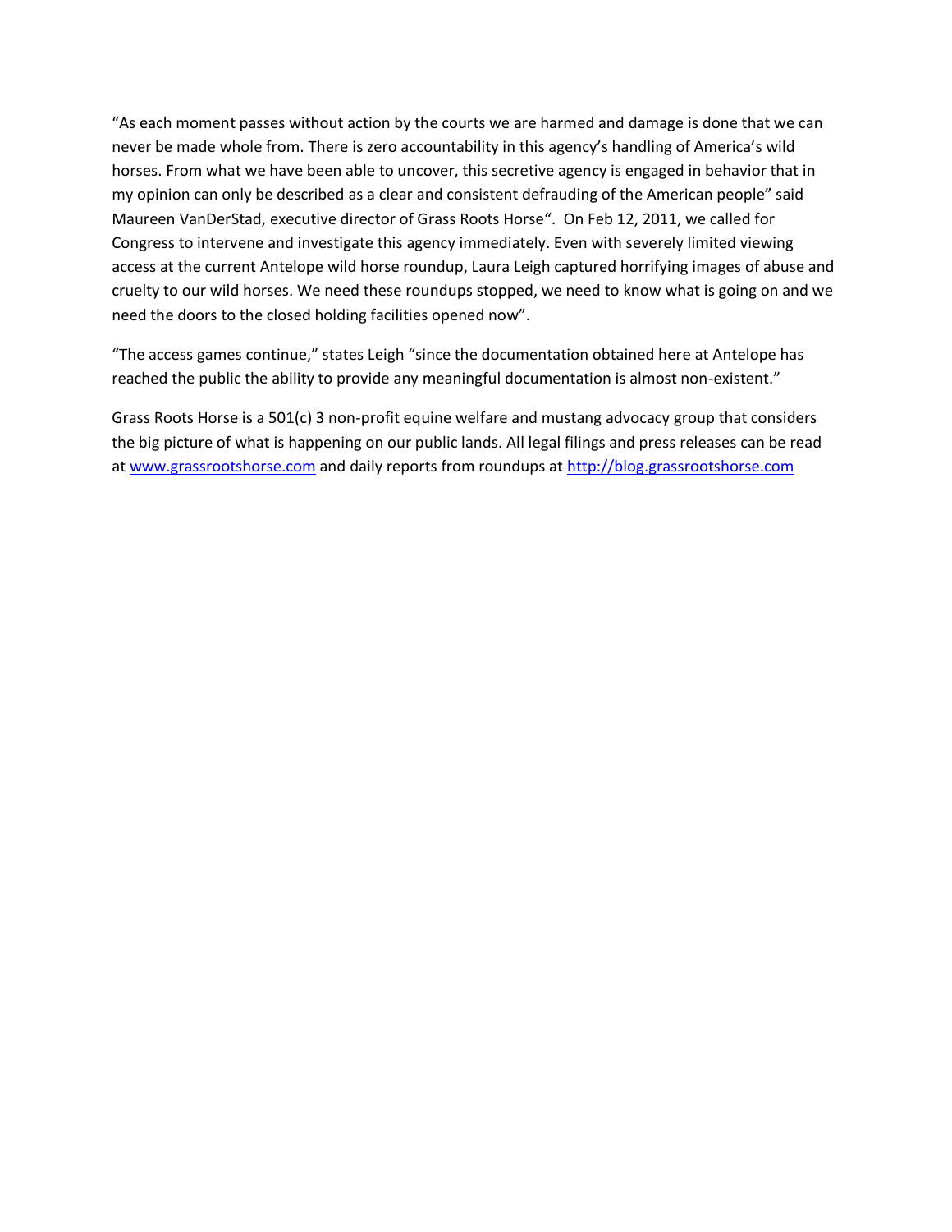"As each moment passes without action by the courts we are harmed and damage is done that we can never be made whole from. There is zero accountability in this agency's handling of America's wild horses. From what we have been able to uncover, this secretive agency is engaged in behavior that in my opinion can only be described as a clear and consistent defrauding of the American people" said Maureen VanDerStad, executive director of Grass Roots Horse". On Feb 12, 2011, we called for Congress to intervene and investigate this agency immediately. Even with severely limited viewing access at the current Antelope wild horse roundup, Laura Leigh captured horrifying images of abuse and cruelty to our wild horses. We need these roundups stopped, we need to know what is going on and we need the doors to the closed holding facilities opened now".

"The access games continue," states Leigh "since the documentation obtained here at Antelope has reached the public the ability to provide any meaningful documentation is almost non-existent."

Grass Roots Horse is a 501(c) 3 non-profit equine welfare and mustang advocacy group that considers the big picture of what is happening on our public lands. All legal filings and press releases can be read at [www.grassrootshorse.com](http://www.grassrootshorse.com) and daily reports from roundups at [http://blog.grassrootshorse.com](http://blog.grassrootshorse.com)